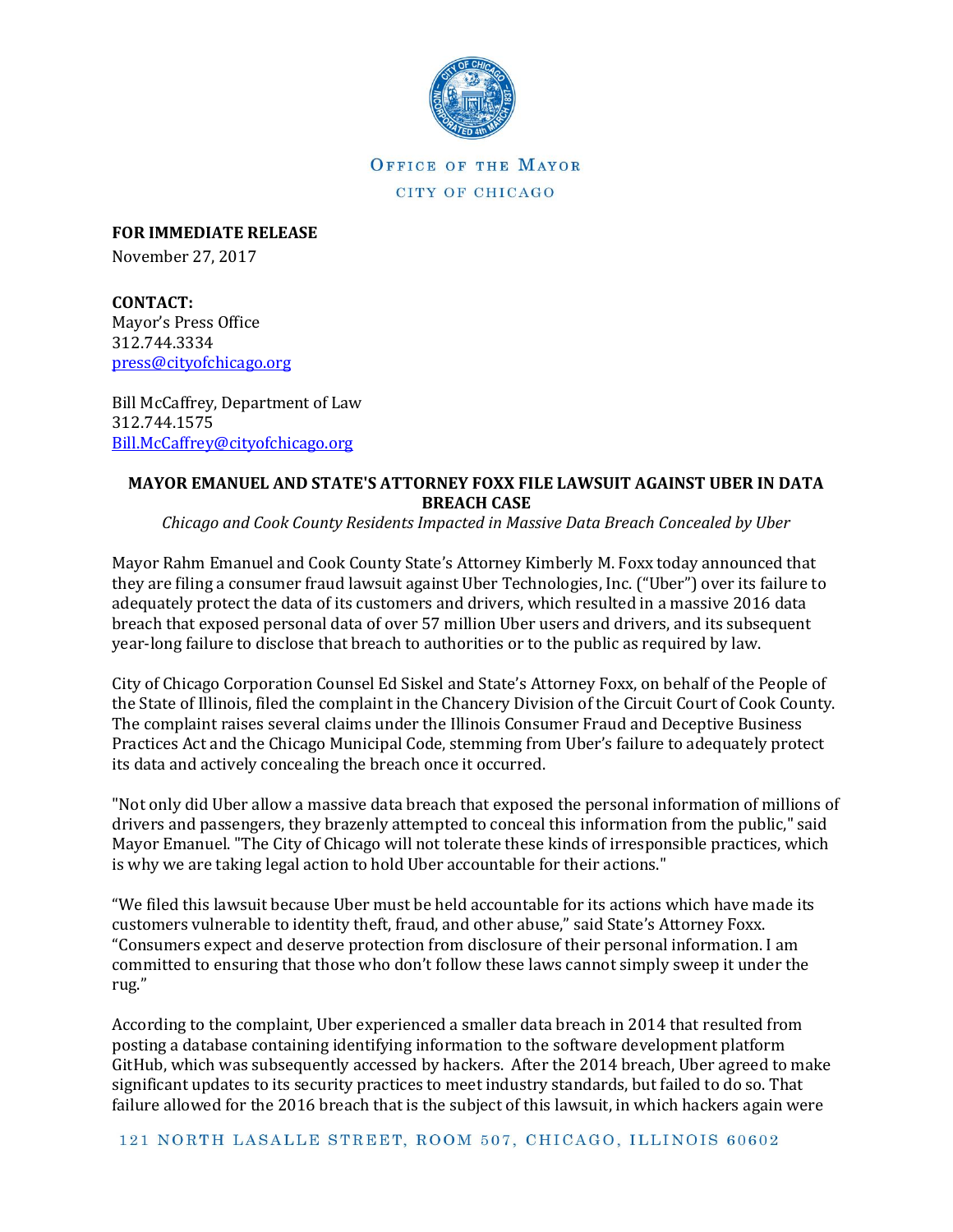OFFICE OF THE MAYOR

CITY OF CHICAGO

**FOR IMMEDIATE RELEASE**

November 27, 2017

**CONTACT:**

Mayor's Press Office
312.744.3334
press@cityofchicago.org

Bill McCaffrey, Department of Law
312.744.1575
Bill.McCaffrey@cityofchicago.org

**MAYOR EMANUEL AND STATE'S ATTORNEY FOXX FILE LAWSUIT AGAINST UBER IN DATA BREACH CASE**

*Chicago and Cook County Residents Impacted in Massive Data Breach Concealed by Uber*

Mayor Rahm Emanuel and Cook County State's Attorney Kimberly M. Foxx today announced that they are filing a consumer fraud lawsuit against Uber Technologies, Inc. ("Uber") over its failure to adequately protect the data of its customers and drivers, which resulted in a massive 2016 data breach that exposed personal data of over 57 million Uber users and drivers, and its subsequent year-long failure to disclose that breach to authorities or to the public as required by law.

City of Chicago Corporation Counsel Ed Siskel and State's Attorney Foxx, on behalf of the People of the State of Illinois, filed the complaint in the Chancery Division of the Circuit Court of Cook County. The complaint raises several claims under the Illinois Consumer Fraud and Deceptive Business Practices Act and the Chicago Municipal Code, stemming from Uber's failure to adequately protect its data and actively concealing the breach once it occurred.

"Not only did Uber allow a massive data breach that exposed the personal information of millions of drivers and passengers, they brazenly attempted to conceal this information from the public," said Mayor Emanuel. "The City of Chicago will not tolerate these kinds of irresponsible practices, which is why we are taking legal action to hold Uber accountable for their actions."

"We filed this lawsuit because Uber must be held accountable for its actions which have made its customers vulnerable to identity theft, fraud, and other abuse," said State's Attorney Foxx. "Consumers expect and deserve protection from disclosure of their personal information. I am committed to ensuring that those who don't follow these laws cannot simply sweep it under the rug."

According to the complaint, Uber experienced a smaller data breach in 2014 that resulted from posting a database containing identifying information to the software development platform GitHub, which was subsequently accessed by hackers. After the 2014 breach, Uber agreed to make significant updates to its security practices to meet industry standards, but failed to do so. That failure allowed for the 2016 breach that is the subject of this lawsuit, in which hackers again were

121 NORTH LASALLE STREET, ROOM 507, CHICAGO, ILLINOIS 60602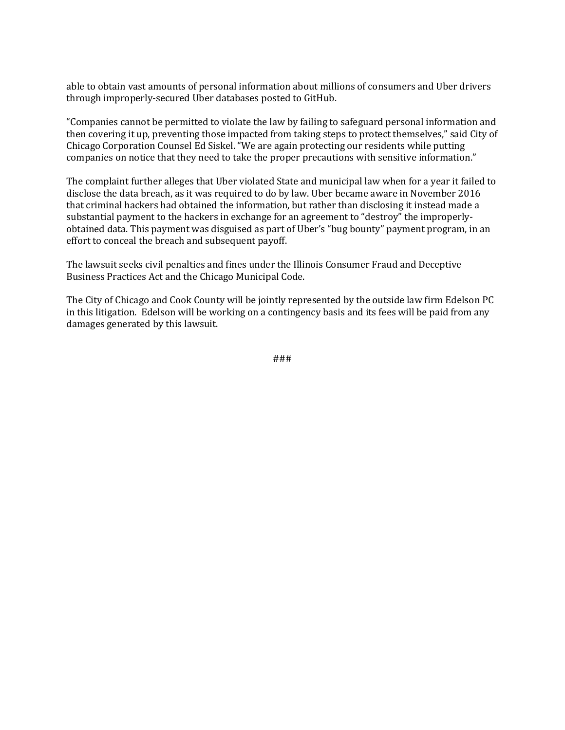able to obtain vast amounts of personal information about millions of consumers and Uber drivers through improperly-secured Uber databases posted to GitHub.

"Companies cannot be permitted to violate the law by failing to safeguard personal information and then covering it up, preventing those impacted from taking steps to protect themselves," said City of Chicago Corporation Counsel Ed Siskel. "We are again protecting our residents while putting companies on notice that they need to take the proper precautions with sensitive information."

The complaint further alleges that Uber violated State and municipal law when for a year it failed to disclose the data breach, as it was required to do by law. Uber became aware in November 2016 that criminal hackers had obtained the information, but rather than disclosing it instead made a substantial payment to the hackers in exchange for an agreement to "destroy" the improperly-obtained data. This payment was disguised as part of Uber's "bug bounty" payment program, in an effort to conceal the breach and subsequent payoff.

The lawsuit seeks civil penalties and fines under the Illinois Consumer Fraud and Deceptive Business Practices Act and the Chicago Municipal Code.

The City of Chicago and Cook County will be jointly represented by the outside law firm Edelson PC in this litigation. Edelson will be working on a contingency basis and its fees will be paid from any damages generated by this lawsuit.

###